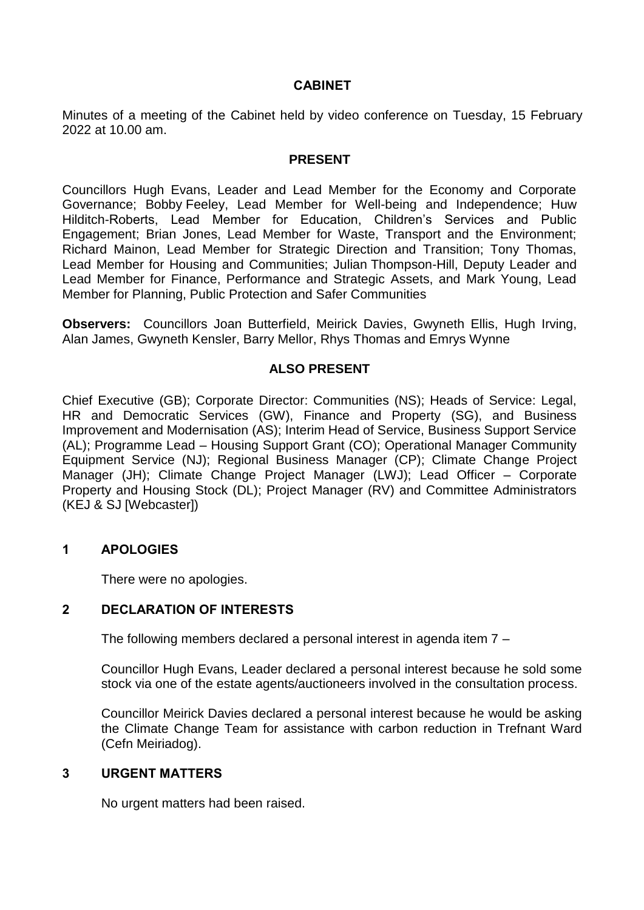# CABINET

Minutes of a meeting of the Cabinet held by video conference on Tuesday, 15 February 2022 at 10.00 am.

## PRESENT

Councillors Hugh Evans, Leader and Lead Member for the Economy and Corporate Governance; Bobby Feeley, Lead Member for Well-being and Independence; Huw Hilditch-Roberts, Lead Member for Education, Children's Services and Public Engagement; Brian Jones, Lead Member for Waste, Transport and the Environment; Richard Mainon, Lead Member for Strategic Direction and Transition; Tony Thomas, Lead Member for Housing and Communities; Julian Thompson-Hill, Deputy Leader and Lead Member for Finance, Performance and Strategic Assets, and Mark Young, Lead Member for Planning, Public Protection and Safer Communities

**Observers:** Councillors Joan Butterfield, Meirick Davies, Gwyneth Ellis, Hugh Irving, Alan James, Gwyneth Kensler, Barry Mellor, Rhys Thomas and Emrys Wynne

## ALSO PRESENT

Chief Executive (GB); Corporate Director: Communities (NS); Heads of Service: Legal, HR and Democratic Services (GW), Finance and Property (SG), and Business Improvement and Modernisation (AS); Interim Head of Service, Business Support Service (AL); Programme Lead – Housing Support Grant (CO); Operational Manager Community Equipment Service (NJ); Regional Business Manager (CP); Climate Change Project Manager (JH); Climate Change Project Manager (LWJ); Lead Officer – Corporate Property and Housing Stock (DL); Project Manager (RV) and Committee Administrators (KEJ & SJ [Webcaster])

## 1 APOLOGIES

There were no apologies.

## 2 DECLARATION OF INTERESTS

The following members declared a personal interest in agenda item 7 –

Councillor Hugh Evans, Leader declared a personal interest because he sold some stock via one of the estate agents/auctioneers involved in the consultation process.

Councillor Meirick Davies declared a personal interest because he would be asking the Climate Change Team for assistance with carbon reduction in Trefnant Ward (Cefn Meiriadog).

## 3 URGENT MATTERS

No urgent matters had been raised.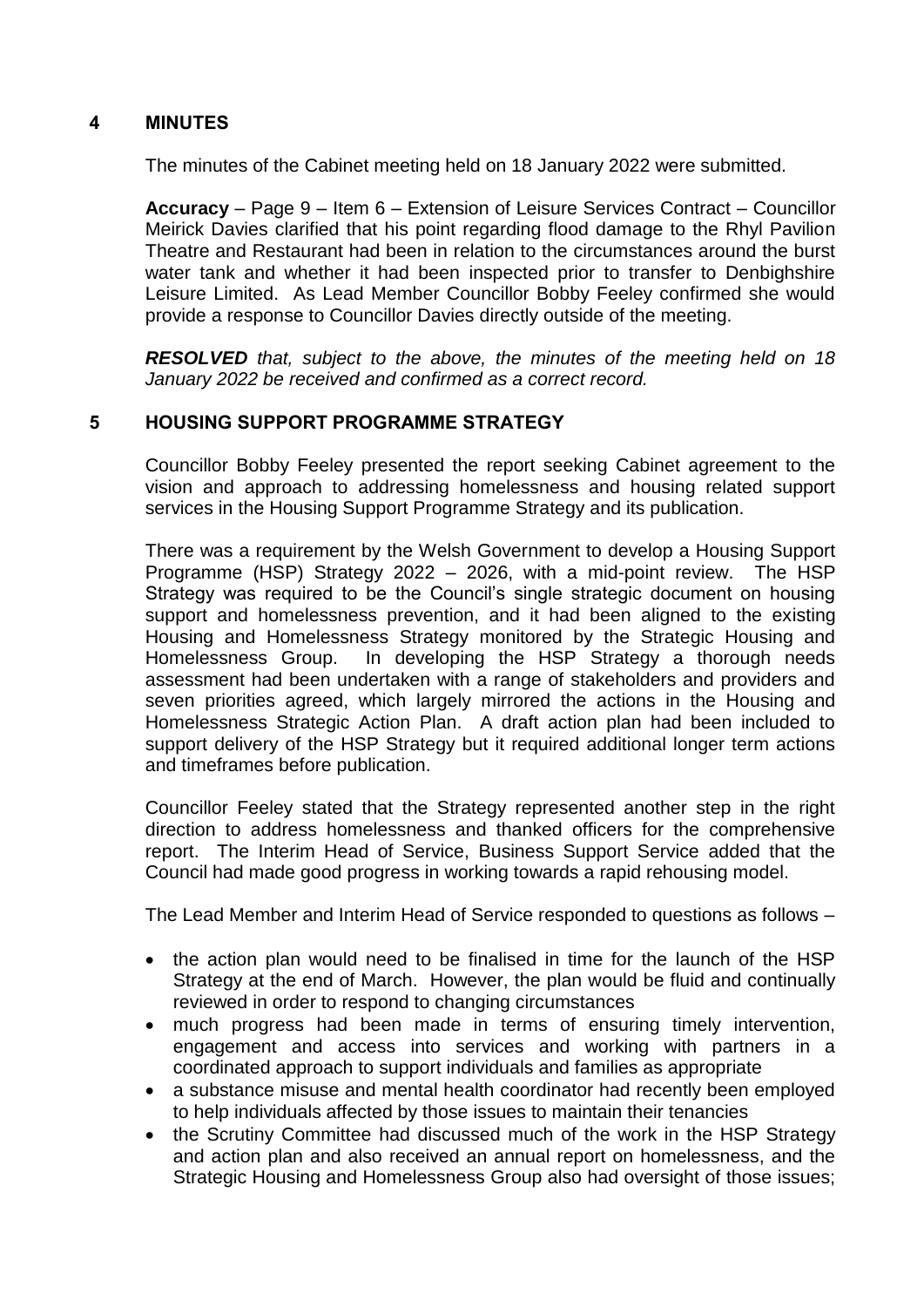## 4 MINUTES

The minutes of the Cabinet meeting held on 18 January 2022 were submitted.

**Accuracy** – Page 9 – Item 6 – Extension of Leisure Services Contract – Councillor Meirick Davies clarified that his point regarding flood damage to the Rhyl Pavilion Theatre and Restaurant had been in relation to the circumstances around the burst water tank and whether it had been inspected prior to transfer to Denbighshire Leisure Limited. As Lead Member Councillor Bobby Feeley confirmed she would provide a response to Councillor Davies directly outside of the meeting.

***RESOLVED*** *that, subject to the above, the minutes of the meeting held on 18 January 2022 be received and confirmed as a correct record.*

## 5 HOUSING SUPPORT PROGRAMME STRATEGY

Councillor Bobby Feeley presented the report seeking Cabinet agreement to the vision and approach to addressing homelessness and housing related support services in the Housing Support Programme Strategy and its publication.

There was a requirement by the Welsh Government to develop a Housing Support Programme (HSP) Strategy 2022 – 2026, with a mid-point review. The HSP Strategy was required to be the Council's single strategic document on housing support and homelessness prevention, and it had been aligned to the existing Housing and Homelessness Strategy monitored by the Strategic Housing and Homelessness Group. In developing the HSP Strategy a thorough needs assessment had been undertaken with a range of stakeholders and providers and seven priorities agreed, which largely mirrored the actions in the Housing and Homelessness Strategic Action Plan. A draft action plan had been included to support delivery of the HSP Strategy but it required additional longer term actions and timeframes before publication.

Councillor Feeley stated that the Strategy represented another step in the right direction to address homelessness and thanked officers for the comprehensive report. The Interim Head of Service, Business Support Service added that the Council had made good progress in working towards a rapid rehousing model.

The Lead Member and Interim Head of Service responded to questions as follows –

- the action plan would need to be finalised in time for the launch of the HSP Strategy at the end of March. However, the plan would be fluid and continually reviewed in order to respond to changing circumstances
- much progress had been made in terms of ensuring timely intervention, engagement and access into services and working with partners in a coordinated approach to support individuals and families as appropriate
- a substance misuse and mental health coordinator had recently been employed to help individuals affected by those issues to maintain their tenancies
- the Scrutiny Committee had discussed much of the work in the HSP Strategy and action plan and also received an annual report on homelessness, and the Strategic Housing and Homelessness Group also had oversight of those issues;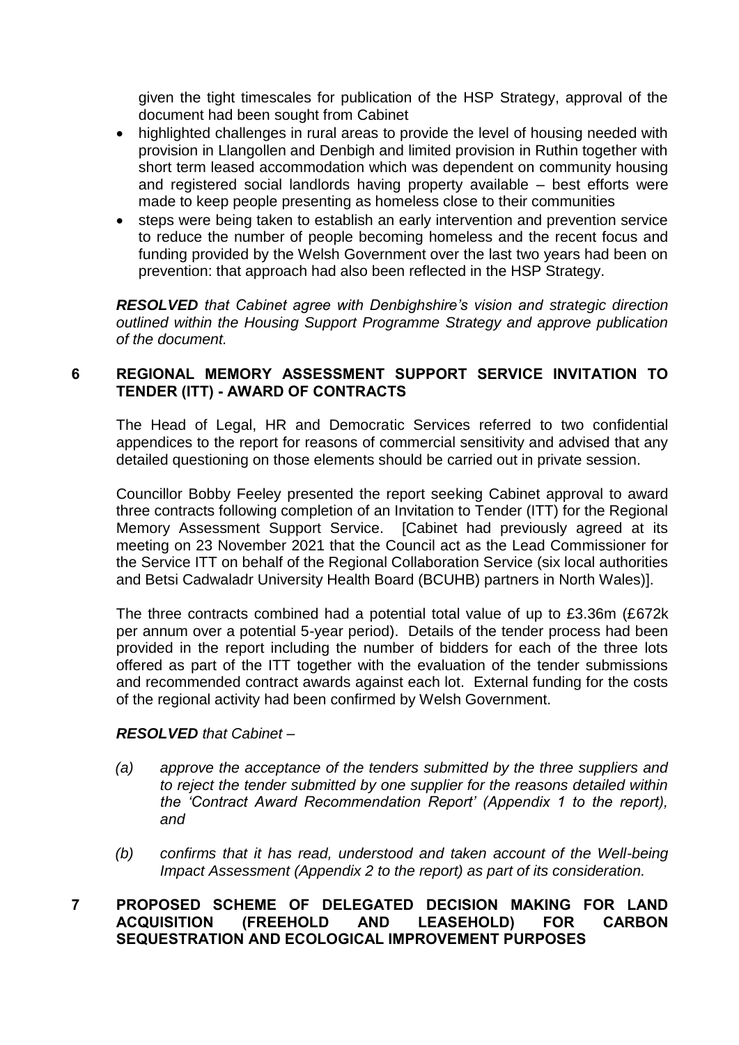given the tight timescales for publication of the HSP Strategy, approval of the document had been sought from Cabinet

- highlighted challenges in rural areas to provide the level of housing needed with provision in Llangollen and Denbigh and limited provision in Ruthin together with short term leased accommodation which was dependent on community housing and registered social landlords having property available – best efforts were made to keep people presenting as homeless close to their communities
- steps were being taken to establish an early intervention and prevention service to reduce the number of people becoming homeless and the recent focus and funding provided by the Welsh Government over the last two years had been on prevention: that approach had also been reflected in the HSP Strategy.

***RESOLVED** that Cabinet agree with Denbighshire's vision and strategic direction outlined within the Housing Support Programme Strategy and approve publication of the document.*

## 6 REGIONAL MEMORY ASSESSMENT SUPPORT SERVICE INVITATION TO TENDER (ITT) - AWARD OF CONTRACTS

The Head of Legal, HR and Democratic Services referred to two confidential appendices to the report for reasons of commercial sensitivity and advised that any detailed questioning on those elements should be carried out in private session.

Councillor Bobby Feeley presented the report seeking Cabinet approval to award three contracts following completion of an Invitation to Tender (ITT) for the Regional Memory Assessment Support Service. [Cabinet had previously agreed at its meeting on 23 November 2021 that the Council act as the Lead Commissioner for the Service ITT on behalf of the Regional Collaboration Service (six local authorities and Betsi Cadwaladr University Health Board (BCUHB) partners in North Wales)].

The three contracts combined had a potential total value of up to £3.36m (£672k per annum over a potential 5-year period). Details of the tender process had been provided in the report including the number of bidders for each of the three lots offered as part of the ITT together with the evaluation of the tender submissions and recommended contract awards against each lot. External funding for the costs of the regional activity had been confirmed by Welsh Government.

***RESOLVED** that Cabinet –*

*(a) approve the acceptance of the tenders submitted by the three suppliers and to reject the tender submitted by one supplier for the reasons detailed within the 'Contract Award Recommendation Report' (Appendix 1 to the report), and*

*(b) confirms that it has read, understood and taken account of the Well-being Impact Assessment (Appendix 2 to the report) as part of its consideration.*

## 7 PROPOSED SCHEME OF DELEGATED DECISION MAKING FOR LAND ACQUISITION (FREEHOLD AND LEASEHOLD) FOR CARBON SEQUESTRATION AND ECOLOGICAL IMPROVEMENT PURPOSES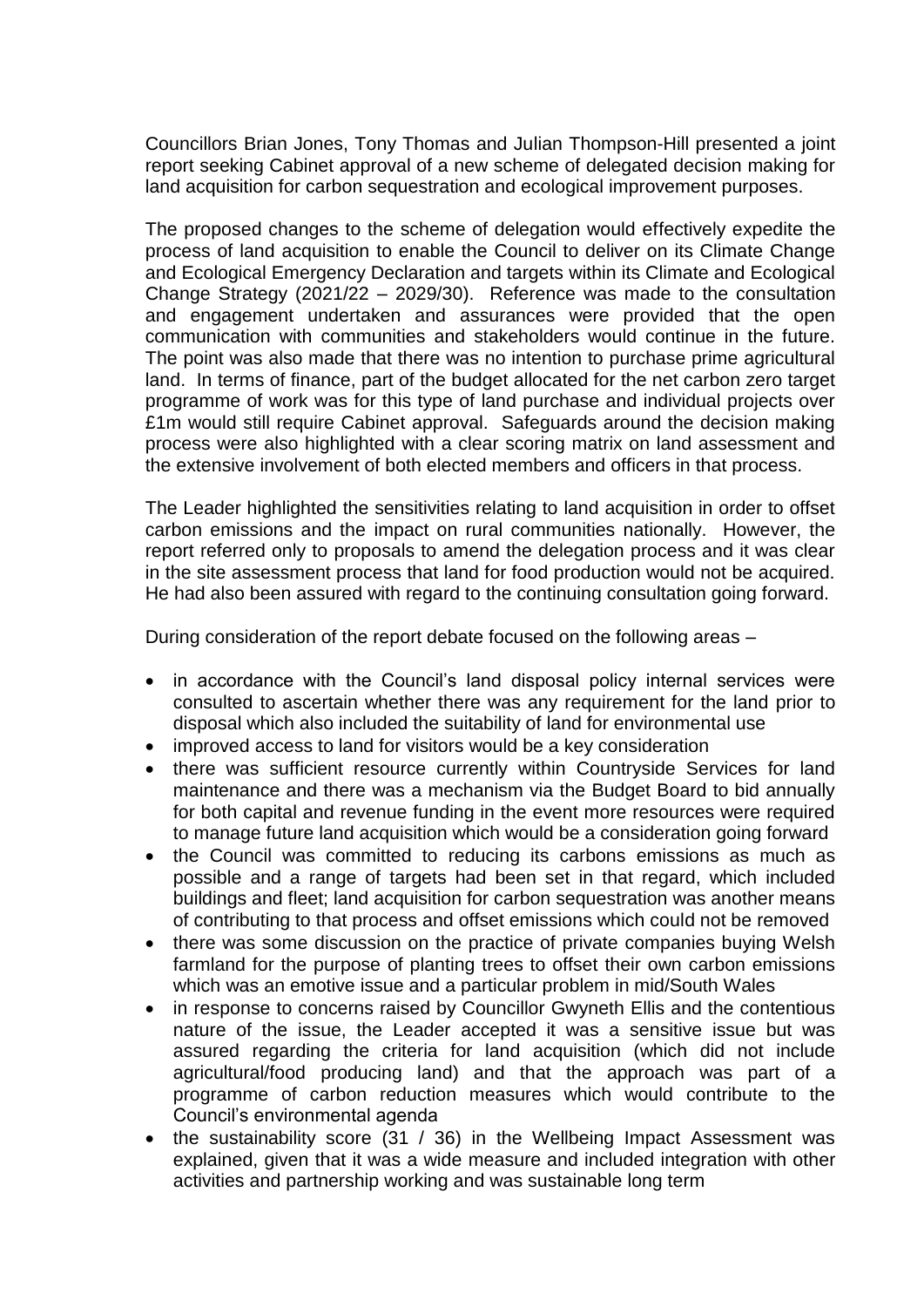Councillors Brian Jones, Tony Thomas and Julian Thompson-Hill presented a joint report seeking Cabinet approval of a new scheme of delegated decision making for land acquisition for carbon sequestration and ecological improvement purposes.

The proposed changes to the scheme of delegation would effectively expedite the process of land acquisition to enable the Council to deliver on its Climate Change and Ecological Emergency Declaration and targets within its Climate and Ecological Change Strategy (2021/22 – 2029/30). Reference was made to the consultation and engagement undertaken and assurances were provided that the open communication with communities and stakeholders would continue in the future. The point was also made that there was no intention to purchase prime agricultural land. In terms of finance, part of the budget allocated for the net carbon zero target programme of work was for this type of land purchase and individual projects over £1m would still require Cabinet approval. Safeguards around the decision making process were also highlighted with a clear scoring matrix on land assessment and the extensive involvement of both elected members and officers in that process.

The Leader highlighted the sensitivities relating to land acquisition in order to offset carbon emissions and the impact on rural communities nationally. However, the report referred only to proposals to amend the delegation process and it was clear in the site assessment process that land for food production would not be acquired. He had also been assured with regard to the continuing consultation going forward.

During consideration of the report debate focused on the following areas –

- in accordance with the Council's land disposal policy internal services were consulted to ascertain whether there was any requirement for the land prior to disposal which also included the suitability of land for environmental use
- improved access to land for visitors would be a key consideration
- there was sufficient resource currently within Countryside Services for land maintenance and there was a mechanism via the Budget Board to bid annually for both capital and revenue funding in the event more resources were required to manage future land acquisition which would be a consideration going forward
- the Council was committed to reducing its carbons emissions as much as possible and a range of targets had been set in that regard, which included buildings and fleet; land acquisition for carbon sequestration was another means of contributing to that process and offset emissions which could not be removed
- there was some discussion on the practice of private companies buying Welsh farmland for the purpose of planting trees to offset their own carbon emissions which was an emotive issue and a particular problem in mid/South Wales
- in response to concerns raised by Councillor Gwyneth Ellis and the contentious nature of the issue, the Leader accepted it was a sensitive issue but was assured regarding the criteria for land acquisition (which did not include agricultural/food producing land) and that the approach was part of a programme of carbon reduction measures which would contribute to the Council's environmental agenda
- the sustainability score (31 / 36) in the Wellbeing Impact Assessment was explained, given that it was a wide measure and included integration with other activities and partnership working and was sustainable long term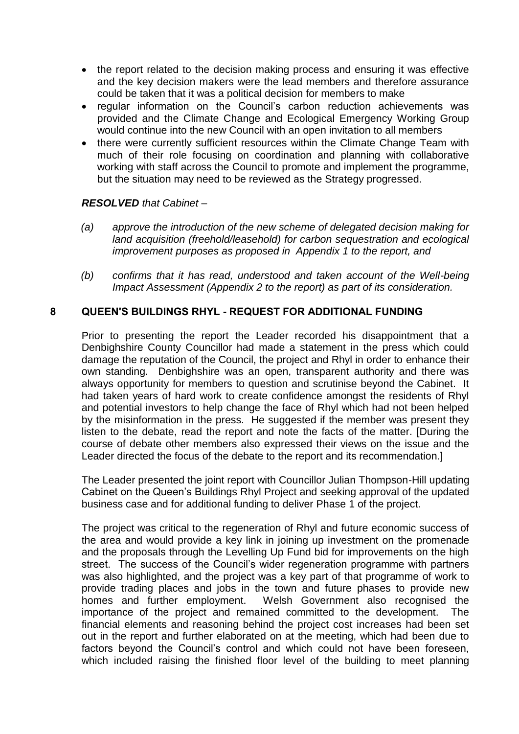- the report related to the decision making process and ensuring it was effective and the key decision makers were the lead members and therefore assurance could be taken that it was a political decision for members to make
- regular information on the Council's carbon reduction achievements was provided and the Climate Change and Ecological Emergency Working Group would continue into the new Council with an open invitation to all members
- there were currently sufficient resources within the Climate Change Team with much of their role focusing on coordination and planning with collaborative working with staff across the Council to promote and implement the programme, but the situation may need to be reviewed as the Strategy progressed.

***RESOLVED*** *that Cabinet –*

*(a) approve the introduction of the new scheme of delegated decision making for land acquisition (freehold/leasehold) for carbon sequestration and ecological improvement purposes as proposed in Appendix 1 to the report, and*

*(b) confirms that it has read, understood and taken account of the Well-being Impact Assessment (Appendix 2 to the report) as part of its consideration.*

## 8 QUEEN'S BUILDINGS RHYL - REQUEST FOR ADDITIONAL FUNDING

Prior to presenting the report the Leader recorded his disappointment that a Denbighshire County Councillor had made a statement in the press which could damage the reputation of the Council, the project and Rhyl in order to enhance their own standing. Denbighshire was an open, transparent authority and there was always opportunity for members to question and scrutinise beyond the Cabinet. It had taken years of hard work to create confidence amongst the residents of Rhyl and potential investors to help change the face of Rhyl which had not been helped by the misinformation in the press. He suggested if the member was present they listen to the debate, read the report and note the facts of the matter. [During the course of debate other members also expressed their views on the issue and the Leader directed the focus of the debate to the report and its recommendation.]

The Leader presented the joint report with Councillor Julian Thompson-Hill updating Cabinet on the Queen's Buildings Rhyl Project and seeking approval of the updated business case and for additional funding to deliver Phase 1 of the project.

The project was critical to the regeneration of Rhyl and future economic success of the area and would provide a key link in joining up investment on the promenade and the proposals through the Levelling Up Fund bid for improvements on the high street. The success of the Council's wider regeneration programme with partners was also highlighted, and the project was a key part of that programme of work to provide trading places and jobs in the town and future phases to provide new homes and further employment. Welsh Government also recognised the importance of the project and remained committed to the development. The financial elements and reasoning behind the project cost increases had been set out in the report and further elaborated on at the meeting, which had been due to factors beyond the Council's control and which could not have been foreseen, which included raising the finished floor level of the building to meet planning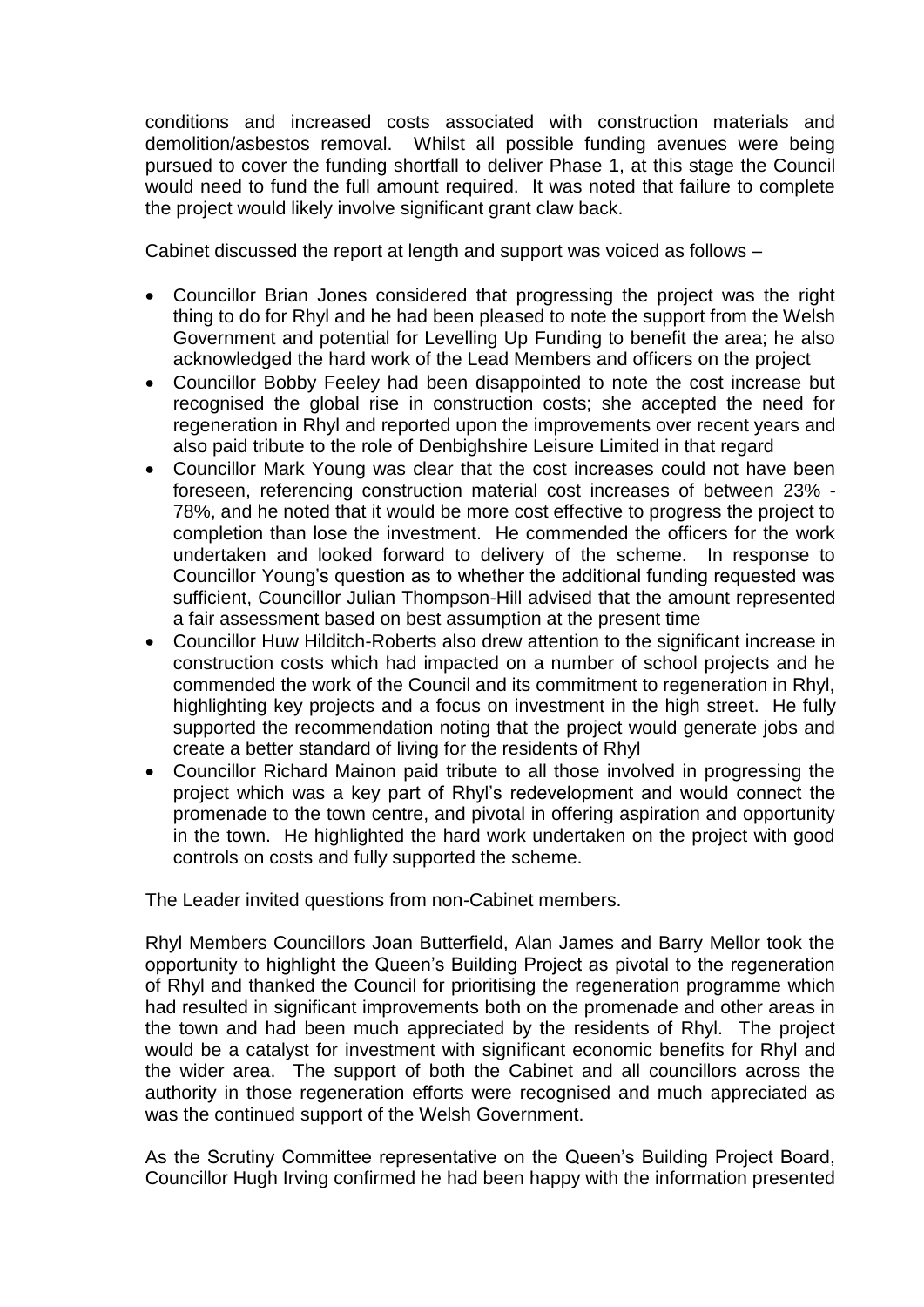conditions and increased costs associated with construction materials and demolition/asbestos removal. Whilst all possible funding avenues were being pursued to cover the funding shortfall to deliver Phase 1, at this stage the Council would need to fund the full amount required. It was noted that failure to complete the project would likely involve significant grant claw back.

Cabinet discussed the report at length and support was voiced as follows –

- Councillor Brian Jones considered that progressing the project was the right thing to do for Rhyl and he had been pleased to note the support from the Welsh Government and potential for Levelling Up Funding to benefit the area; he also acknowledged the hard work of the Lead Members and officers on the project
- Councillor Bobby Feeley had been disappointed to note the cost increase but recognised the global rise in construction costs; she accepted the need for regeneration in Rhyl and reported upon the improvements over recent years and also paid tribute to the role of Denbighshire Leisure Limited in that regard
- Councillor Mark Young was clear that the cost increases could not have been foreseen, referencing construction material cost increases of between 23% - 78%, and he noted that it would be more cost effective to progress the project to completion than lose the investment. He commended the officers for the work undertaken and looked forward to delivery of the scheme. In response to Councillor Young's question as to whether the additional funding requested was sufficient, Councillor Julian Thompson-Hill advised that the amount represented a fair assessment based on best assumption at the present time
- Councillor Huw Hilditch-Roberts also drew attention to the significant increase in construction costs which had impacted on a number of school projects and he commended the work of the Council and its commitment to regeneration in Rhyl, highlighting key projects and a focus on investment in the high street. He fully supported the recommendation noting that the project would generate jobs and create a better standard of living for the residents of Rhyl
- Councillor Richard Mainon paid tribute to all those involved in progressing the project which was a key part of Rhyl's redevelopment and would connect the promenade to the town centre, and pivotal in offering aspiration and opportunity in the town. He highlighted the hard work undertaken on the project with good controls on costs and fully supported the scheme.

The Leader invited questions from non-Cabinet members.

Rhyl Members Councillors Joan Butterfield, Alan James and Barry Mellor took the opportunity to highlight the Queen's Building Project as pivotal to the regeneration of Rhyl and thanked the Council for prioritising the regeneration programme which had resulted in significant improvements both on the promenade and other areas in the town and had been much appreciated by the residents of Rhyl. The project would be a catalyst for investment with significant economic benefits for Rhyl and the wider area. The support of both the Cabinet and all councillors across the authority in those regeneration efforts were recognised and much appreciated as was the continued support of the Welsh Government.

As the Scrutiny Committee representative on the Queen's Building Project Board, Councillor Hugh Irving confirmed he had been happy with the information presented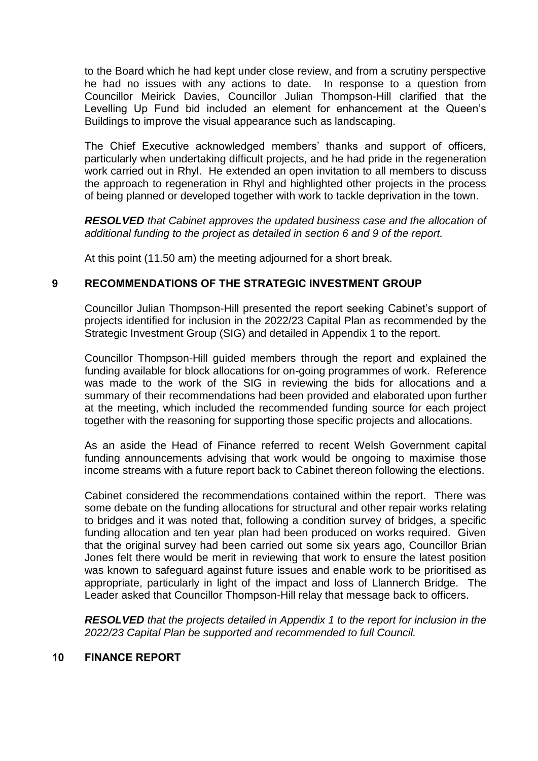to the Board which he had kept under close review, and from a scrutiny perspective he had no issues with any actions to date. In response to a question from Councillor Meirick Davies, Councillor Julian Thompson-Hill clarified that the Levelling Up Fund bid included an element for enhancement at the Queen's Buildings to improve the visual appearance such as landscaping.

The Chief Executive acknowledged members' thanks and support of officers, particularly when undertaking difficult projects, and he had pride in the regeneration work carried out in Rhyl. He extended an open invitation to all members to discuss the approach to regeneration in Rhyl and highlighted other projects in the process of being planned or developed together with work to tackle deprivation in the town.

***RESOLVED*** *that Cabinet approves the updated business case and the allocation of additional funding to the project as detailed in section 6 and 9 of the report.*

At this point (11.50 am) the meeting adjourned for a short break.

## 9 RECOMMENDATIONS OF THE STRATEGIC INVESTMENT GROUP

Councillor Julian Thompson-Hill presented the report seeking Cabinet's support of projects identified for inclusion in the 2022/23 Capital Plan as recommended by the Strategic Investment Group (SIG) and detailed in Appendix 1 to the report.

Councillor Thompson-Hill guided members through the report and explained the funding available for block allocations for on-going programmes of work. Reference was made to the work of the SIG in reviewing the bids for allocations and a summary of their recommendations had been provided and elaborated upon further at the meeting, which included the recommended funding source for each project together with the reasoning for supporting those specific projects and allocations.

As an aside the Head of Finance referred to recent Welsh Government capital funding announcements advising that work would be ongoing to maximise those income streams with a future report back to Cabinet thereon following the elections.

Cabinet considered the recommendations contained within the report. There was some debate on the funding allocations for structural and other repair works relating to bridges and it was noted that, following a condition survey of bridges, a specific funding allocation and ten year plan had been produced on works required. Given that the original survey had been carried out some six years ago, Councillor Brian Jones felt there would be merit in reviewing that work to ensure the latest position was known to safeguard against future issues and enable work to be prioritised as appropriate, particularly in light of the impact and loss of Llannerch Bridge. The Leader asked that Councillor Thompson-Hill relay that message back to officers.

***RESOLVED*** *that the projects detailed in Appendix 1 to the report for inclusion in the 2022/23 Capital Plan be supported and recommended to full Council.*

## 10 FINANCE REPORT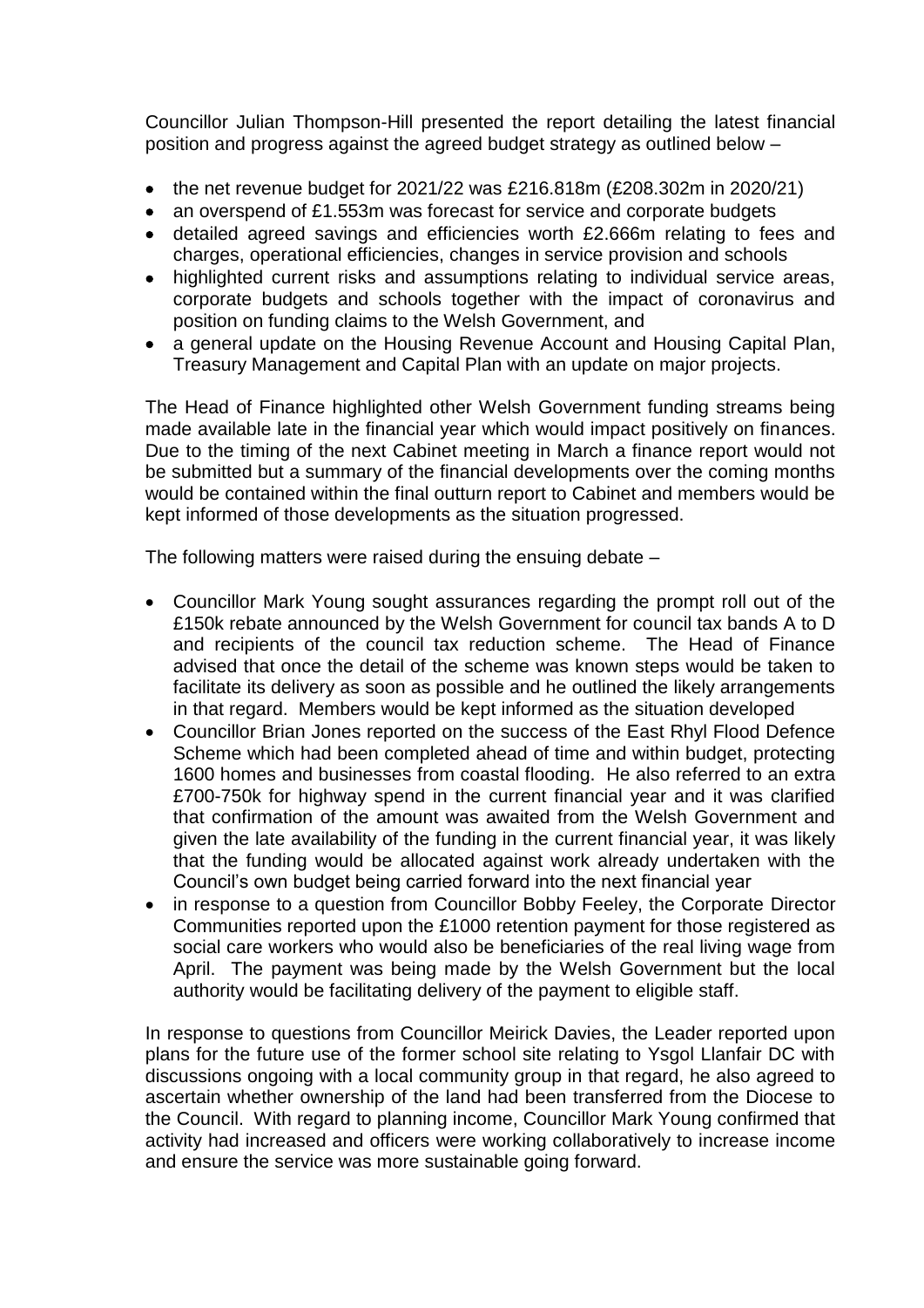Councillor Julian Thompson-Hill presented the report detailing the latest financial position and progress against the agreed budget strategy as outlined below –

- the net revenue budget for 2021/22 was £216.818m (£208.302m in 2020/21)
- an overspend of £1.553m was forecast for service and corporate budgets
- detailed agreed savings and efficiencies worth £2.666m relating to fees and charges, operational efficiencies, changes in service provision and schools
- highlighted current risks and assumptions relating to individual service areas, corporate budgets and schools together with the impact of coronavirus and position on funding claims to the Welsh Government, and
- a general update on the Housing Revenue Account and Housing Capital Plan, Treasury Management and Capital Plan with an update on major projects.

The Head of Finance highlighted other Welsh Government funding streams being made available late in the financial year which would impact positively on finances. Due to the timing of the next Cabinet meeting in March a finance report would not be submitted but a summary of the financial developments over the coming months would be contained within the final outturn report to Cabinet and members would be kept informed of those developments as the situation progressed.

The following matters were raised during the ensuing debate –

- Councillor Mark Young sought assurances regarding the prompt roll out of the £150k rebate announced by the Welsh Government for council tax bands A to D and recipients of the council tax reduction scheme. The Head of Finance advised that once the detail of the scheme was known steps would be taken to facilitate its delivery as soon as possible and he outlined the likely arrangements in that regard. Members would be kept informed as the situation developed
- Councillor Brian Jones reported on the success of the East Rhyl Flood Defence Scheme which had been completed ahead of time and within budget, protecting 1600 homes and businesses from coastal flooding. He also referred to an extra £700-750k for highway spend in the current financial year and it was clarified that confirmation of the amount was awaited from the Welsh Government and given the late availability of the funding in the current financial year, it was likely that the funding would be allocated against work already undertaken with the Council's own budget being carried forward into the next financial year
- in response to a question from Councillor Bobby Feeley, the Corporate Director Communities reported upon the £1000 retention payment for those registered as social care workers who would also be beneficiaries of the real living wage from April. The payment was being made by the Welsh Government but the local authority would be facilitating delivery of the payment to eligible staff.

In response to questions from Councillor Meirick Davies, the Leader reported upon plans for the future use of the former school site relating to Ysgol Llanfair DC with discussions ongoing with a local community group in that regard, he also agreed to ascertain whether ownership of the land had been transferred from the Diocese to the Council. With regard to planning income, Councillor Mark Young confirmed that activity had increased and officers were working collaboratively to increase income and ensure the service was more sustainable going forward.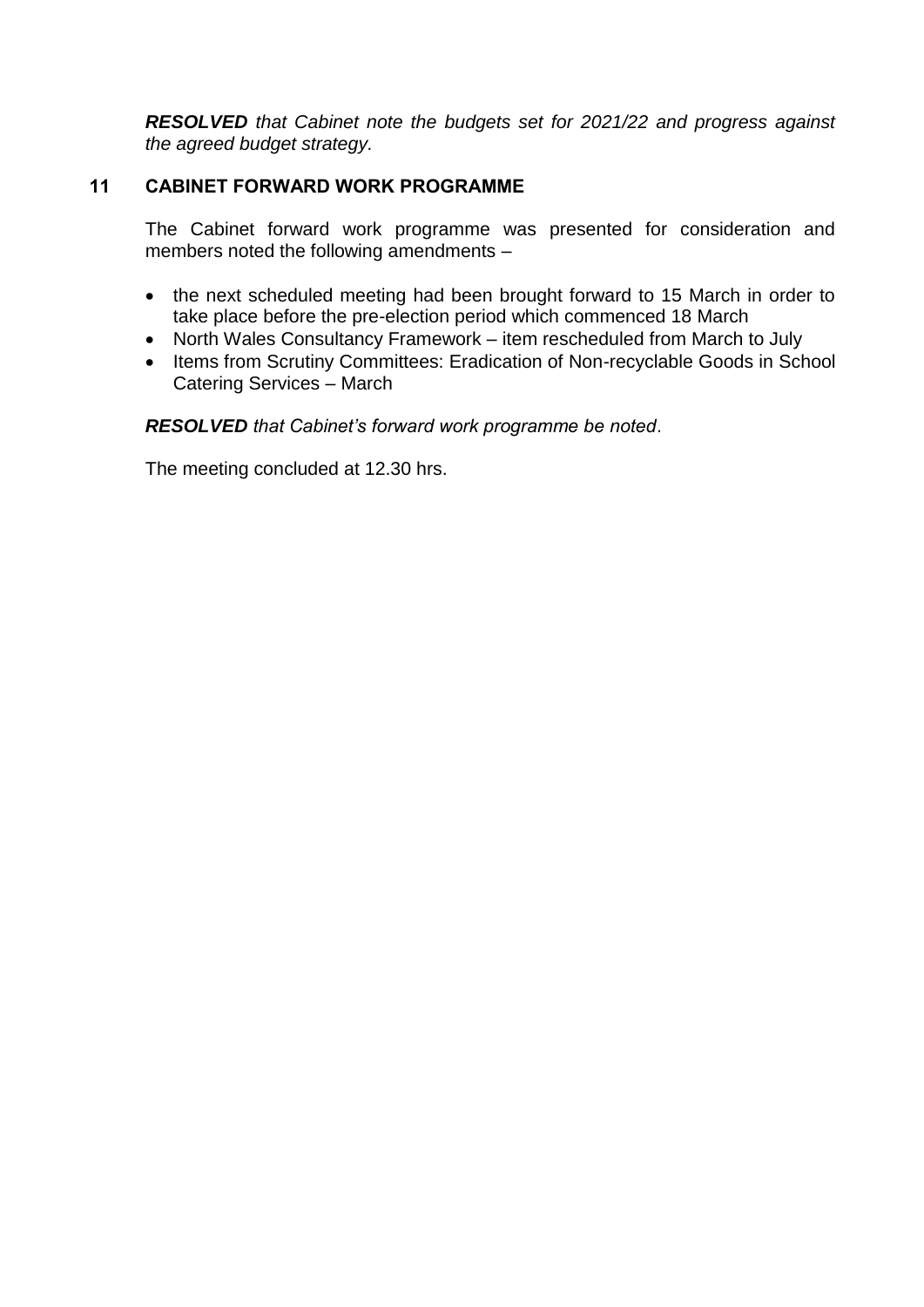***RESOLVED*** *that Cabinet note the budgets set for 2021/22 and progress against the agreed budget strategy.*

## 11 CABINET FORWARD WORK PROGRAMME

The Cabinet forward work programme was presented for consideration and members noted the following amendments –

- the next scheduled meeting had been brought forward to 15 March in order to take place before the pre-election period which commenced 18 March
- North Wales Consultancy Framework – item rescheduled from March to July
- Items from Scrutiny Committees: Eradication of Non-recyclable Goods in School Catering Services – March

***RESOLVED*** *that Cabinet's forward work programme be noted*.

The meeting concluded at 12.30 hrs.